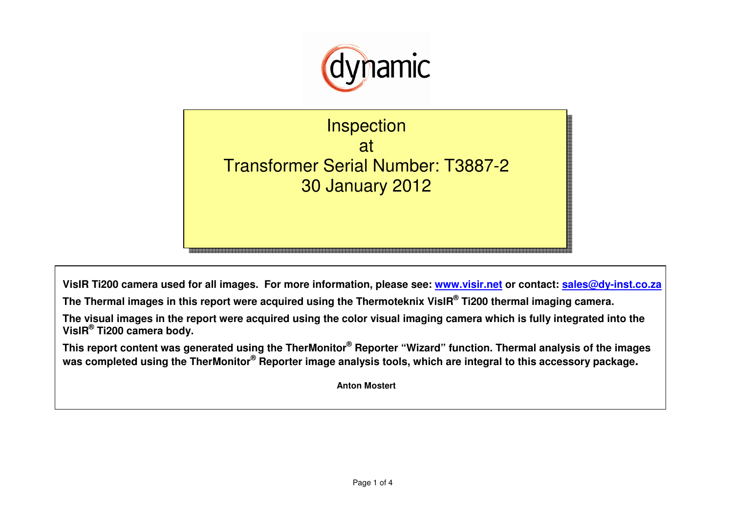dynamic

# Inspection
# at
# Transformer Serial Number: T3887-2
# 30 January 2012

**VisIR Ti200 camera used for all images. For more information, please see: [www.visir.net](http://www.visir.net) or contact: [sales@dy-inst.co.za](mailto:sales@dy-inst.co.za)**

**The Thermal images in this report were acquired using the Thermoteknix VisIR® Ti200 thermal imaging camera.**

**The visual images in the report were acquired using the color visual imaging camera which is fully integrated into the VisIR® Ti200 camera body.**

**This report content was generated using the TherMonitor® Reporter "Wizard" function. Thermal analysis of the images was completed using the TherMonitor® Reporter image analysis tools, which are integral to this accessory package.**

**Anton Mostert**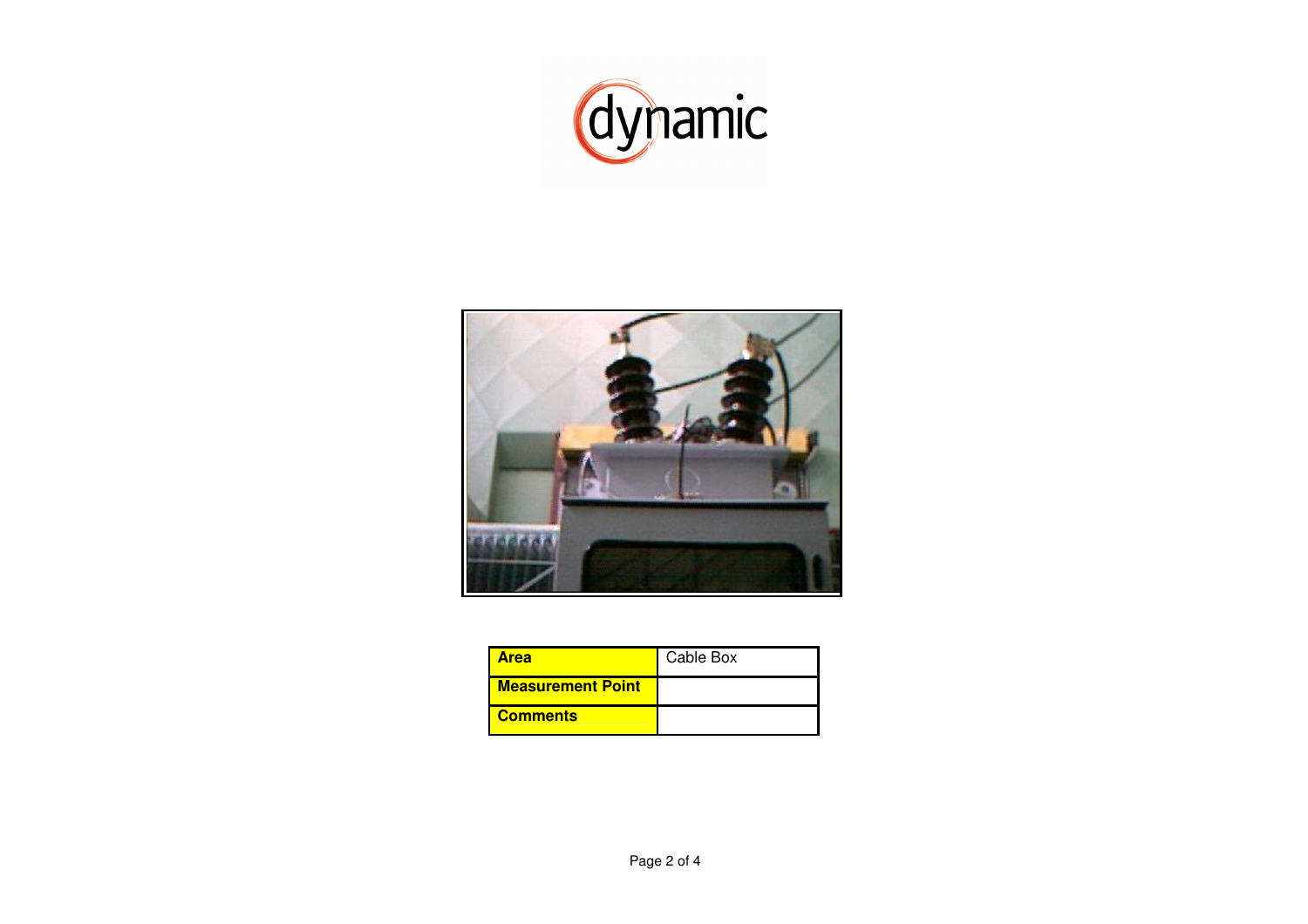| Area | Cable Box |
| --- | --- |
| Measurement Point | |
| Comments | |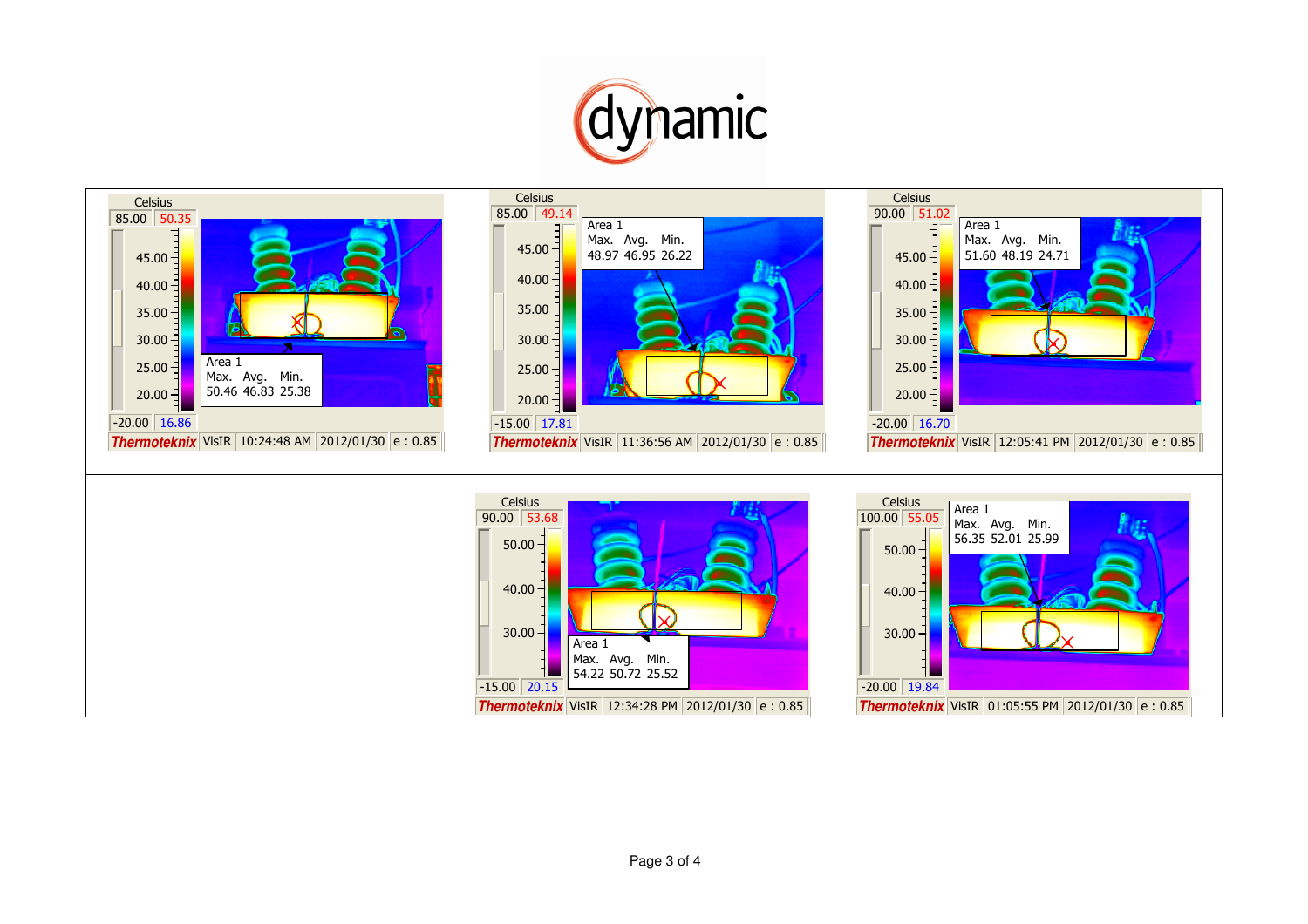dynamic

| | | |
|---|---|---|
| Celsius 85.00 50.35 — Area 1 Max. Avg. Min. 50.46 46.83 25.38 — -20.00 16.86 — Thermoteknix VisIR 10:24:48 AM 2012/01/30 e : 0.85 | Celsius 85.00 49.14 — Area 1 Max. Avg. Min. 48.97 46.95 26.22 — -15.00 17.81 — Thermoteknix VisIR 11:36:56 AM 2012/01/30 e : 0.85 | Celsius 90.00 51.02 — Area 1 Max. Avg. Min. 51.60 48.19 24.71 — -20.00 16.70 — Thermoteknix VisIR 12:05:41 PM 2012/01/30 e : 0.85 |
| | Celsius 90.00 53.68 — Area 1 Max. Avg. Min. 54.22 50.72 25.52 — -15.00 20.15 — Thermoteknix VisIR 12:34:28 PM 2012/01/30 e : 0.85 | Celsius 100.00 55.05 — Area 1 Max. Avg. Min. 56.35 52.01 25.99 — -20.00 19.84 — Thermoteknix VisIR 01:05:55 PM 2012/01/30 e : 0.85 |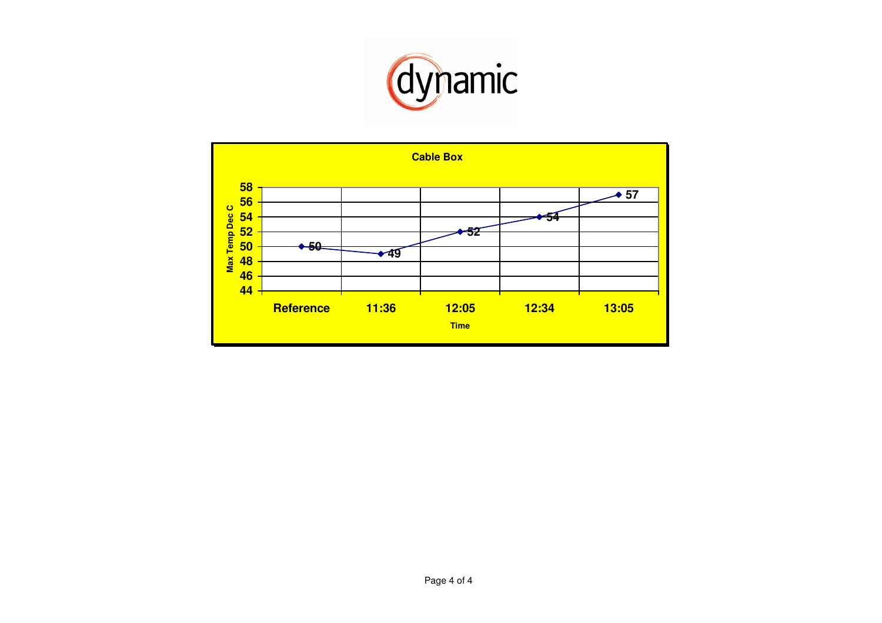dynamic

**Cable Box**

Max Temp Dec C

58
56
54
52
50
48
46
44

50
49
52
54
57

Reference
11:36
12:05
12:34
13:05

Time